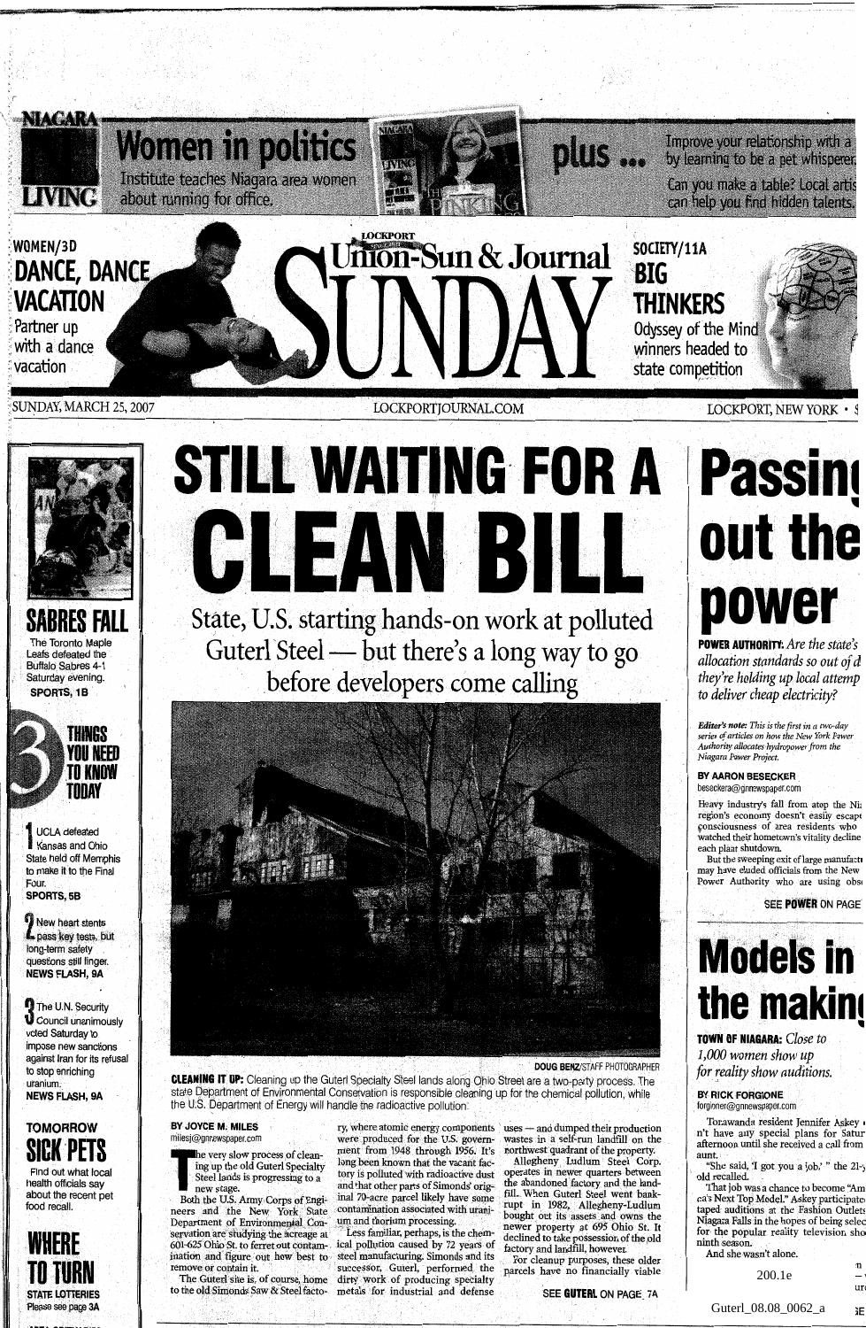NIAGARA LIVING

**Women in politics**

Institute teaches Niagara area women about running for office.

**plus ...**

Improve your relationship with a ... by learning to be a pet whisperer.

Can you make a table? Local artis... can help you find hidden talents.

WOMEN/3D

**DANCE, DANCE VACATION**

Partner up with a dance vacation

# LOCKPORT Union-Sun & Journal SUNDAY

SOCIETY/11A

**BIG THINKERS**

Odyssey of the Mind winners headed to state competition

SUNDAY, MARCH 25, 2007 — LOCKPORTJOURNAL.COM — LOCKPORT, NEW YORK

## SABRES FALL

The Toronto Maple Leafs defeated the Buffalo Sabres 4-1 Saturday evening.
**SPORTS, 1B**

## 3 THINGS YOU NEED TO KNOW TODAY

1. UCLA defeated Kansas and Ohio State held off Memphis to make it to the Final Four.
**SPORTS, 5B**

2. New heart stents pass key tests, but long-term safety questions still linger.
**NEWS FLASH, 9A**

3. The U.N. Security Council unanimously voted Saturday to impose new sanctions against Iran for its refusal to stop enriching uranium.
**NEWS FLASH, 9A**

TOMORROW

## SICK PETS

Find out what local health officials say about the recent pet food recall.

## WHERE TO TURN

STATE LOTTERIES
Please see page 3A

# STILL WAITING FOR A CLEAN BILL

### State, U.S. starting hands-on work at polluted Guterl Steel — but there's a long way to go before developers come calling

DOUG BENZ/STAFF PHOTOGRAPHER

**CLEANING IT UP:** Cleaning up the Guterl Specialty Steel lands along Ohio Street are a two-party process. The state Department of Environmental Conservation is responsible cleaning up for the chemical pollution, while the U.S. Department of Energy will handle the radioactive pollution.

BY JOYCE M. MILES
milesj@gnnewspaper.com

The very slow process of cleaning up the old Guterl Specialty Steel lands is progressing to a new stage.

Both the U.S. Army Corps of Engineers and the New York State Department of Environmental Conservation are studying the acreage at 601-625 Ohio St. to ferret out contamination and figure out how best to remove or contain it.

The Guterl site is, of course, home to the old Simonds Saw & Steel factory, where atomic energy components were produced for the U.S. government from 1948 through 1956. It's long been known that the vacant factory is polluted with radioactive dust and that other parts of Simonds' original 70-acre parcel likely have some contamination associated with uranium and thorium processing.

Less familiar, perhaps, is the chemical pollution caused by 72 years of steel manufacturing. Simonds and its successor, Guterl, performed the dirty work of producing specialty metals for industrial and defense uses — and dumped their production wastes in a self-run landfill on the northwest quadrant of the property.

Allegheny Ludlum Steel Corp. operates in newer quarters between the abandoned factory and the landfill. When Guterl Steel went bankrupt in 1982, Allegheny-Ludlum bought out its assets and owns the newer property at 695 Ohio St. It declined to take possession of the old factory and landfill, however.

For cleanup purposes, these older parcels have no financially viable

SEE **GUTERL** ON PAGE 7A

# Passing out the power

**POWER AUTHORITY:** *Are the state's allocation standards so out of d... they're holding up local attemp... to deliver cheap electricity?*

*Editor's note: This is the first in a two-day series of articles on how the New York Power Authority allocates hydropower from the Niagara Power Project.*

BY AARON BESECKER
beseckera@gnnewspaper.com

Heavy industry's fall from atop the Ni... region's economy doesn't easily escape consciousness of area residents who watched their hometown's vitality decline each plant shutdown.

But the sweeping exit of large manufactu... may have eluded officials from the New ... Power Authority who are using obs...

SEE **POWER** ON PAGE ...

# Models in the making

**TOWN OF NIAGARA:** *Close to 1,000 women show up for reality show auditions.*

BY RICK FORGIONE
forgioner@gnnewspaper.com

Tonawanda resident Jennifer Askey ...n't have any special plans for Satur... afternoon until she received a call from ... aunt.

"She said, 'I got you a job,'" the 21-y... old recalled.

That job was a chance to become "Am...ca's Next Top Model." Askey participate... taped auditions at the Fashion Outlets Niagara Falls in the hopes of being selec... for the popular reality television sho... ninth season.

And she wasn't alone.

200.1e

Guterl_08.08_0062_a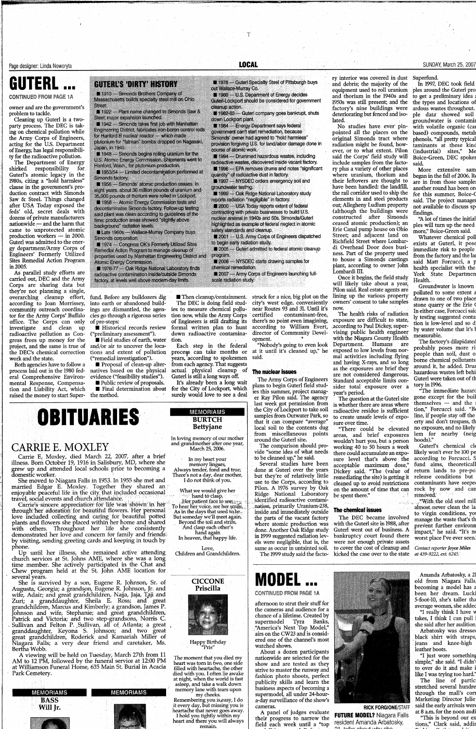# GUTERL ...

CONTINUED FROM PAGE 1A

owner and are the government's problem to tackle.

Cleaning up Guterl is a two-party process. The DEC is taking on chemical pollution while the Army Corps of Engineers, acting for the U.S. Department of Energy, has legal responsibility for the radioactive pollution.

The Department of Energy shirked responsibility for Guterl's atomic legacy in the 1980s, citing a "hold harmless" clause in the government's production contract with Simonds Saw & Steel. Things changed after USA Today exposed the feds' old, secret deals with dozens of private manufacturers nationwide — and the harm that came to unprotected atomic production workers — in 2000. Guterl was admitted to the energy department/Army Corps of Engineers' Formerly Utilized Sites Remedial Action Program in 2005.

As parallel study efforts are carried out, DEC and the Army Corps are sharing data but they're not planning a single, overarching cleanup effort, according to Joan Morrissey, community outreach coordinator for the Army Corps' Buffalo office. The Corps can only investigate and clean up radioactive pollution as Congress frees up money for the project, and the same is true of the DEC's chemical correction work and the state.

Both agencies have to follow a process laid out in the 1980 federal Comprehensive Environmental Response, Compensation and Liability Act, which raised the money to start Superfund. Before any bulldozers dig into earth or abandoned buildings are dismantled, the agencies go through a rigorous series of pre-steps:

- Historical records review ("preliminary assessment").
- Field studies of earth, water and/or air to uncover the locations and extent of pollution ("remedial investigation").
- Proposal of clean-up alternatives based on the physical evidence ("feasibility studies").
- Public review of proposals.
- Final determination about the method.
- Then cleanup/containment.

The DEC is doing field studies to measure chemical pollution now, while the Army Corps of Engineers is still drafting its formal written plan to hunt down radioactive contamination.

Each step in the federal process can take months or years, according to spokesmen from each agency. That suggests actual physical cleanup of Guterl is still a long ways off.

It's already been a long wait for the City of Lockport, which surely would love to see a deal struck for a nice, big plot on the city's west edge, conveniently near Routes 93 and 31. Until it's certified contaminant-free, there's no point even imagining, according to William Evert, director of Community Development.

"Nobody's going to even look at it until it's cleaned up," he said.

## GUTERL'S 'DIRTY' HISTORY

- 1910 — Simonds Brothers Company of Massachusetts builds specialty steel mill on Ohio Street.
- 1922 — Plant name changed to Simonds Saw & Steel; major expansion launched.
- 1942 — Simonds takes first job with Manhattan Engineering District, fabricates iron-boron control rods for Hanford B nuclear reactor — which made plutonium for "fatman" bombs dropped on Nagasaki, Japan, in 1945.
- 1948 — Simonds begins rolling uranium for the U.S. Atomic Energy Commission. Shipments went to Hanford, Wash., for plutonium production.
- 1953/54 — Limited decontamination performed at Simonds factory.
- 1956 — Simonds' atomic production ceases. In eight years, about 30 million pounds of uranium and 35,000 pounds of thorium were rolled in Lockport.
- 1958 — Atomic Energy Commission tests and decontaminates Simonds factory. Follow-up testing said plant was clean according to guidelines of the time; production areas showed "slightly above background" radiation levels.
- Late 1960s — Wallace-Murray Company buys Simonds corporation.
- 1974 — Congress OK's Formerly Utilized Sites Remedial Action Program to manage cleanup of properties used by Manhattan Engineering District and Atomic Energy Commission.
- 1976-77 — Oak Ridge National Laboratory finds radioactive contamination inside/outside Simonds factory, at levels well above modern-day limits.
- 1978 — Guterl Specialty Steel of Pittsburgh buys out Wallace-Murray Co.
- 1980 — U.S. Department of Energy decides Guterl-Lockport should be considered for government cleanup action.
- 1982-83 — Guterl company goes bankrupt, shuts down Lockport plant.
- 1984 — Energy Department says federal government can't start remediation, because Simonds' owner had agreed to "hold harmless" provision forgiving U.S. for land/labor damage done in course of atomic work.
- 1994 — Drummed hazardous wastes, including radioactive wastes, discovered inside vacant factory.
- 1996 — EPA removes drums and notes "significant quantity" of radioactive dust in factory.
- 1997 — NYSDEC orders emergency soil and groundwater testing.
- 1999 — Oak Ridge National Laboratory study reports radiation "negligible" in factory.
- 2000 — USA Today reports extent of federal contracting with private businesses to build U.S. nuclear arsenal in 1940s and 50s. Simonds/Guterl highlighted as example of federal neglect in atomic safety standards and cleanup.
- 2001 — U.S. Army Corps of Engineers dispatched to begin early radiation study.
- 2005 — Guterl admitted to federal atomic cleanup program.
- 2006 — NYSDEC starts drawing samples for chemical remediation.
- 2007 — Army Corps of Engineers launching full-scale radiation study.

### The nuclear issues

The Army Corps of Engineers plans to begin Guterl field studies this summer, project manager Ray Pilon said. The agency last week got permission from the City of Lockport to take soil samples from Outwater Park, so that it can compare "average" local soil to the contents dug from miscellaneous points around the Guterl site.

The comparison should provide "some idea of what needs to be cleaned up," he said.

Several studies have been done at Guterl over the years but they're of relatively little use to the Corps, according to Pilon. A 1976 survey by Oak Ridge National Laboratory identified radioactive contamination, primarily Uranium-238, inside and immediately outside the parts of the vacant factory where atomic production was done. Another Oak Ridge study in 1999 suggested radiation levels were negligible, that is, the same as occur in untainted soil.

The 1999 study said the factory interior was covered in dust and debris; the majority of the equipment used to roll uranium and thorium in the 1940s and 1950s was still present; and the factory's nine buildings were deteriorating but fenced and isolated.

No studies have ever pinpointed all the places on the original Simonds tract where radiation might be found, however, or to what extent. Pilon said the Corps' field study will include samples from the factory plus a variety of other places where uranium, thorium and their leftovers are thought to have been handled: the landfill, the rail corridor used to ship the elements in and steel products out; Allegheny Ludlum property (although the buildings were constructed after Simonds ceased atomic production); an Erie Canal pump house on Ohio Street; and adjacent land on Richfield Street where Lombardi Overhead Door does business. Part of the property used to house a Simonds castings plant, according to owner John Lombardi III.

Once it begins, the field study will likely take about a year, Pilon said. Real estate agents are lining up the various property owners' consent to take samples now.

The health risks of radiation exposure are difficult to state, according to Paul Dickey, supervising public health engineer with the Niagara County Health Department. Humans are exposed to low levels from normal activities including flying and having X-rays, and so long as the exposures are brief they are not considered dangerous. Standard acceptable limits consider total exposure over a year's period.

The question at the Guterl site is whether there are areas where radioactive residue is sufficient to create unsafe levels of exposure over time.

"There could be elevated areas, and brief exposures wouldn't hurt you, but a person working 40 to 50 hours a week there could accumulate an exposure level that's above the acceptable maximum dose," Dickey said. "The (value of remediating the site) is getting it cleaned up to avoid restrictions on the amount of time that can be spent there."

### The chemical issues

The DEC became involved with the Guterl site in 1988, after Guterl went out of business. A bankruptcy court found there were not enough private assets to cover the cost of cleanup and kicked the case over to the state Superfund.

In 1997, DEC took field samples around the Guterl pro... to get a preliminary idea ... the types and locations of ... ardous wastes throughout... ple data showed soil ... groundwater is contamin... with volatile organic (car... based) compounds, metals... phenols, "all pretty typical... taminants at these kind... (industrial) sites," Me... Boice-Green, DEC spokes... said.

More extensive sam... began in the fall of 2006. Re... are in from those samples... another round has been ord... for this summer, Boice-G... said. The project manager... not available to discuss sp... findings.

"A lot of times the initial... ples will turn up the need ... more," Boice-Green said.

Whatever chemical poll... exists at Guterl, it pose... immediate risk to people ... from the factory and the la... said Matt Forcucci, a p... health specialist with the... York State Department... Health.

Groundwater is known ... polluted to some extent a... drawn to one of two place... stone quarry or the Erie C... In either case, Forcucci sai... ly testing suggested conta... tion is low-level and so d... by water volume that it's l... measurable.

The factory's dilapidated... probably poses more ri... people than soil, dust o... borne chemical pollutants... around it, he added. Drum... hazardous wastes left behi... Guterl were taken out of th... tory in 1996.

"The immediate hazard... gone except for the buil... themselves — and the ... tion," Forcucci said. "Be... line, if people stay off the ... erty and don't trespass, th... no exposure, and no likely... lem for nearby (neig... hoods)."

Guterl's chemical cle... likely won't ever be 100 pe... according to Forcucci. S... fund aims, theoreticall... return lands to pre-po... release conditions but ... contaminants have seepe... rock by now and can... removed.

"With the old steel mill... almost never clean the la... to virgin conditions, yo... manage the waste that's th... prevent further environm... impact," he said. "It's no... worst place I've ever seen."

*Contact reporter Joyce Miles at 439-9222, ext. 6245.*

# OBITUARIES

## CARRIE E. MOXLEY

Carrie E. Moxley, died March 22, 2007, after a brief illness. Born October 19, 1916 in Salisbury, MD, where she grew up and attended local schools prior to becoming a domestic worker.

She moved to Niagara Falls in 1953. In 1955 she met and married Edgar E. Moxley. Together they shared an enjoyable peaceful life in the city that included occasional travel, social events and church attendance.

Carrie's sincere appreciation for life was shown in her through her adoration for beautiful flowers. Her personal love included collecting and caring for beautiful potted plants and flowers she placed within her home and shared with others. Throughout her life she consistently demonstrated her love and concern for family and friends by visiting, sending greeting cards and keeping in touch by phone.

Up until her illness, she remained active attending church services at St. Johns AME, where she was a long time member. She actively participated in the Chat and Chew program held at the St. John AME location for several years.

She is survived by a son, Eugene R. Johnson, Sr. of Augusta, Georgia; a grandson, Eugene R. Johnson, Jr. and wife, Adair; and great grandchildren, Naija, Jaja, Taji and Zuri; a granddaughter, Sheila E. Ross; and great grandchildren, Marcus and Kimberly; a grandson, James P. Johnson and wife, Stephanie; and great grandchildren, Patrick and Victoria; and two step-grandsons, Norris C. Sullivan and Felton P. Sullivan, all of Atlanta; a great granddaughter, Keyona S. Johnson; and two great great grandchildren, Roderick and Kamariah Miller of Niagara Falls; a very dear friend and caretaker, Ms. Bertha Webb.

A viewing will be held on Tuesday, March 27th from 11 AM to 12 PM, followed by the funeral service at 12:00 PM at Williamson Funeral Home, 635 Main St. Burial in Acacia Park Cemetery.

MEMORIAMS

**BURTCH Bettyjane**

In loving memory of our mother and grandmother after one year, March 25, 2006.

In my heart your
memory lingers,
Always tender, fond and true;
There's not a day, dear mother,
I do not think of you.

What we would give her
hand to clasp,
Her patient face to see,
To hear her voice, see her smile,
As in the days that used to be.
But someday we'll meet again,
Beyond the toil and strife,
And clasp each other's
hand again
In heaven, that happy life.

Love,
Children and Grandchildren.

MEMORIAMS

**CICCONE Priscilla**

Happy Birthday "Pris"

The moment that you died my heart was torn in two, one side filled with heartache, the other died with you. I often lie awake at night, when the world is fast asleep, and take a walk down memory lane with tears upon my cheeks. Remembering you is easy, I do it every day, but missing you is heartache that never goes away. I hold you tightly within my heart and there you will always remain.

MEMORIAMS

**BASS Will Jr.**

MEMORIAMS

# MODEL ...

CONTINUED FROM PAGE 1A

afternoon to strut their stuff for the cameras and audience for a chance of a lifetime. Created by supermodel Tyra Banks, "America's Next Top Model," airs on the CW23 and is considered one of the channel's most watched shows.

About a dozen participants nationwide are selected for the show and are tested as they strive to master the runway and fashion photo shoots, perfect publicity skills and learn the business aspects of becoming a supermodel, all under 24-hour-a-day surveillance of the show's cameras.

A panel of judges evaluate their progress to narrow the field each week until a "top

RICK FORGIONE/STAFF

**FUTURE MODEL?** Niagara Falls resident Amanda Arbatosky, 21, talks about why she ...

Amanda Arbatosky, a 2... old from Niagara Falls... becoming a model has a... been her dream. Lucki... 5-foot-10, she's taller tha... average woman, she added.

"I really think I have w... takes, I think I can pull i... she said after her audition.

Arbatosky was dressed... black shirt with straps,... jeans and knee-high ... leather boots.

"I just wore somethin... simple," she said. "I didn't... to over do it and make i... like I was trying too hard."

The line of partic... stretched several hundre... through the mall's corr... Marketing Director Julie... said the early arrivals were... at 8 a.m. for the noon audi...

"This is beyond our ex... tions," Clark said, addin...